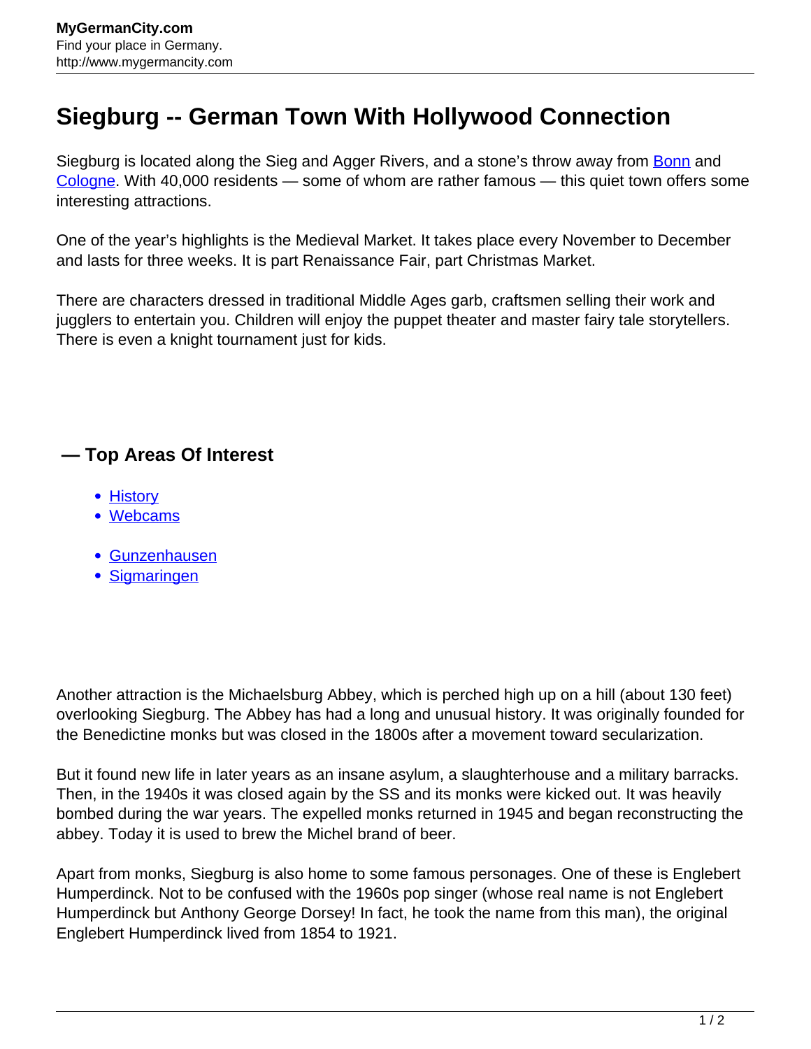# Siegburg -- German Town With Hollywood Connection

Siegburg is located along the Sieg and Agger Rivers, and a stone's throw away from [Bonn]() and [Cologne](). With 40,000 residents — some of whom are rather famous — this quiet town offers some interesting attractions.

One of the year's highlights is the Medieval Market. It takes place every November to December and lasts for three weeks. It is part Renaissance Fair, part Christmas Market.

There are characters dressed in traditional Middle Ages garb, craftsmen selling their work and jugglers to entertain you. Children will enjoy the puppet theater and master fairy tale storytellers. There is even a knight tournament just for kids.

### — Top Areas Of Interest

- [History]()
- [Webcams]()

- [Gunzenhausen]()
- [Sigmaringen]()

Another attraction is the Michaelsburg Abbey, which is perched high up on a hill (about 130 feet) overlooking Siegburg. The Abbey has had a long and unusual history. It was originally founded for the Benedictine monks but was closed in the 1800s after a movement toward secularization.

But it found new life in later years as an insane asylum, a slaughterhouse and a military barracks. Then, in the 1940s it was closed again by the SS and its monks were kicked out. It was heavily bombed during the war years. The expelled monks returned in 1945 and began reconstructing the abbey. Today it is used to brew the Michel brand of beer.

Apart from monks, Siegburg is also home to some famous personages. One of these is Englebert Humperdinck. Not to be confused with the 1960s pop singer (whose real name is not Englebert Humperdinck but Anthony George Dorsey! In fact, he took the name from this man), the original Englebert Humperdinck lived from 1854 to 1921.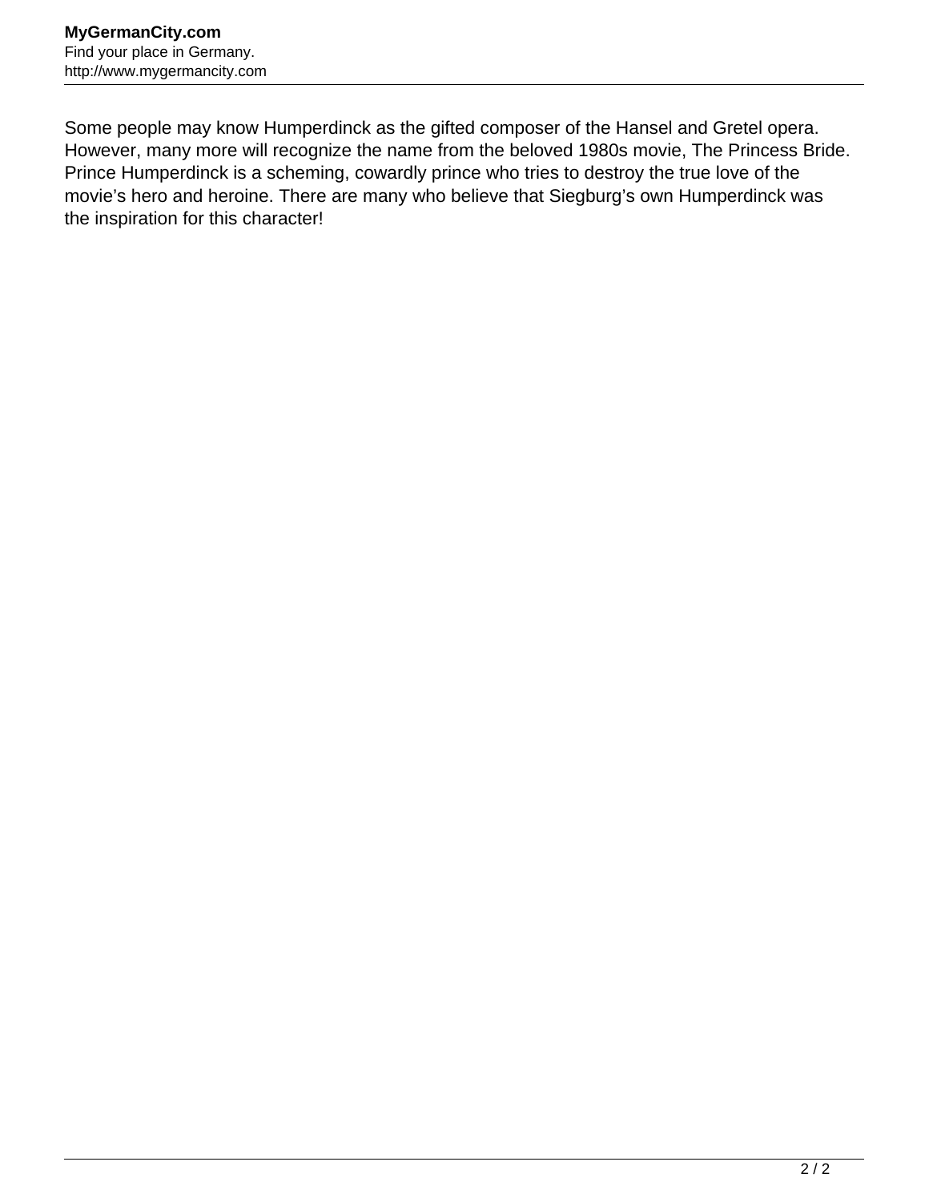Some people may know Humperdinck as the gifted composer of the Hansel and Gretel opera. However, many more will recognize the name from the beloved 1980s movie, The Princess Bride. Prince Humperdinck is a scheming, cowardly prince who tries to destroy the true love of the movie's hero and heroine. There are many who believe that Siegburg's own Humperdinck was the inspiration for this character!